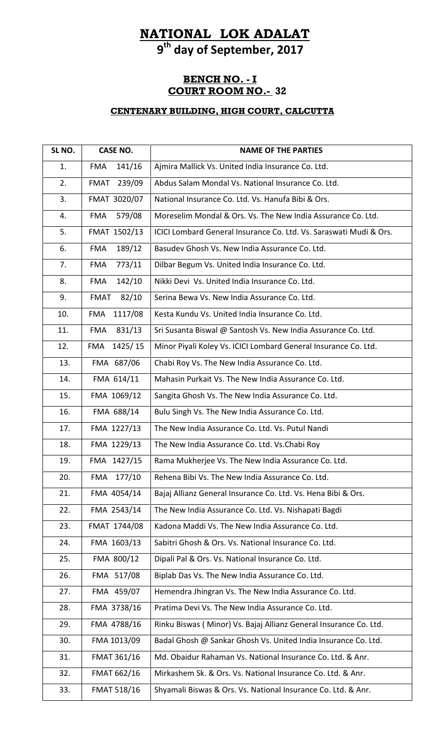# NATIONAL LOK ADALAT

## 9th day of September, 2017

### BENCH NO. - I
### COURT ROOM NO.- 32

#### CENTENARY BUILDING, HIGH COURT, CALCUTTA

| SL NO. | CASE NO. | NAME OF THE PARTIES |
|---|---|---|
| 1. | FMA 141/16 | Ajmira Mallick Vs. United India Insurance Co. Ltd. |
| 2. | FMAT 239/09 | Abdus Salam Mondal Vs. National Insurance Co. Ltd. |
| 3. | FMAT 3020/07 | National Insurance Co. Ltd. Vs. Hanufa Bibi & Ors. |
| 4. | FMA 579/08 | Moreselim Mondal & Ors. Vs. The New India Assurance Co. Ltd. |
| 5. | FMAT 1502/13 | ICICI Lombard General Insurance Co. Ltd. Vs. Saraswati Mudi & Ors. |
| 6. | FMA 189/12 | Basudev Ghosh Vs. New India Assurance Co. Ltd. |
| 7. | FMA 773/11 | Dilbar Begum Vs. United India Insurance Co. Ltd. |
| 8. | FMA 142/10 | Nikki Devi Vs. United India Insurance Co. Ltd. |
| 9. | FMAT 82/10 | Serina Bewa Vs. New India Assurance Co. Ltd. |
| 10. | FMA 1117/08 | Kesta Kundu Vs. United India Insurance Co. Ltd. |
| 11. | FMA 831/13 | Sri Susanta Biswal @ Santosh Vs. New India Assurance Co. Ltd. |
| 12. | FMA 1425/ 15 | Minor Piyali Koley Vs. ICICI Lombard General Insurance Co. Ltd. |
| 13. | FMA 687/06 | Chabi Roy Vs. The New India Assurance Co. Ltd. |
| 14. | FMA 614/11 | Mahasin Purkait Vs. The New India Assurance Co. Ltd. |
| 15. | FMA 1069/12 | Sangita Ghosh Vs. The New India Assurance Co. Ltd. |
| 16. | FMA 688/14 | Bulu Singh Vs. The New India Assurance Co. Ltd. |
| 17. | FMA 1227/13 | The New India Assurance Co. Ltd. Vs. Putul Nandi |
| 18. | FMA 1229/13 | The New India Assurance Co. Ltd. Vs.Chabi Roy |
| 19. | FMA 1427/15 | Rama Mukherjee Vs. The New India Assurance Co. Ltd. |
| 20. | FMA 177/10 | Rehena Bibi Vs. The New India Assurance Co. Ltd. |
| 21. | FMA 4054/14 | Bajaj Allianz General Insurance Co. Ltd. Vs. Hena Bibi & Ors. |
| 22. | FMA 2543/14 | The New India Assurance Co. Ltd. Vs. Nishapati Bagdi |
| 23. | FMAT 1744/08 | Kadona Maddi Vs. The New India Assurance Co. Ltd. |
| 24. | FMA 1603/13 | Sabitri Ghosh & Ors. Vs. National Insurance Co. Ltd. |
| 25. | FMA 800/12 | Dipali Pal & Ors. Vs. National Insurance Co. Ltd. |
| 26. | FMA 517/08 | Biplab Das Vs. The New India Assurance Co. Ltd. |
| 27. | FMA 459/07 | Hemendra Jhingran Vs. The New India Assurance Co. Ltd. |
| 28. | FMA 3738/16 | Pratima Devi Vs. The New India Assurance Co. Ltd. |
| 29. | FMA 4788/16 | Rinku Biswas ( Minor) Vs. Bajaj Allianz General Insurance Co. Ltd. |
| 30. | FMA 1013/09 | Badal Ghosh @ Sankar Ghosh Vs. United India Insurance Co. Ltd. |
| 31. | FMAT 361/16 | Md. Obaidur Rahaman Vs. National Insurance Co. Ltd. & Anr. |
| 32. | FMAT 662/16 | Mirkashem Sk. & Ors. Vs. National Insurance Co. Ltd. & Anr. |
| 33. | FMAT 518/16 | Shyamali Biswas & Ors. Vs. National Insurance Co. Ltd. & Anr. |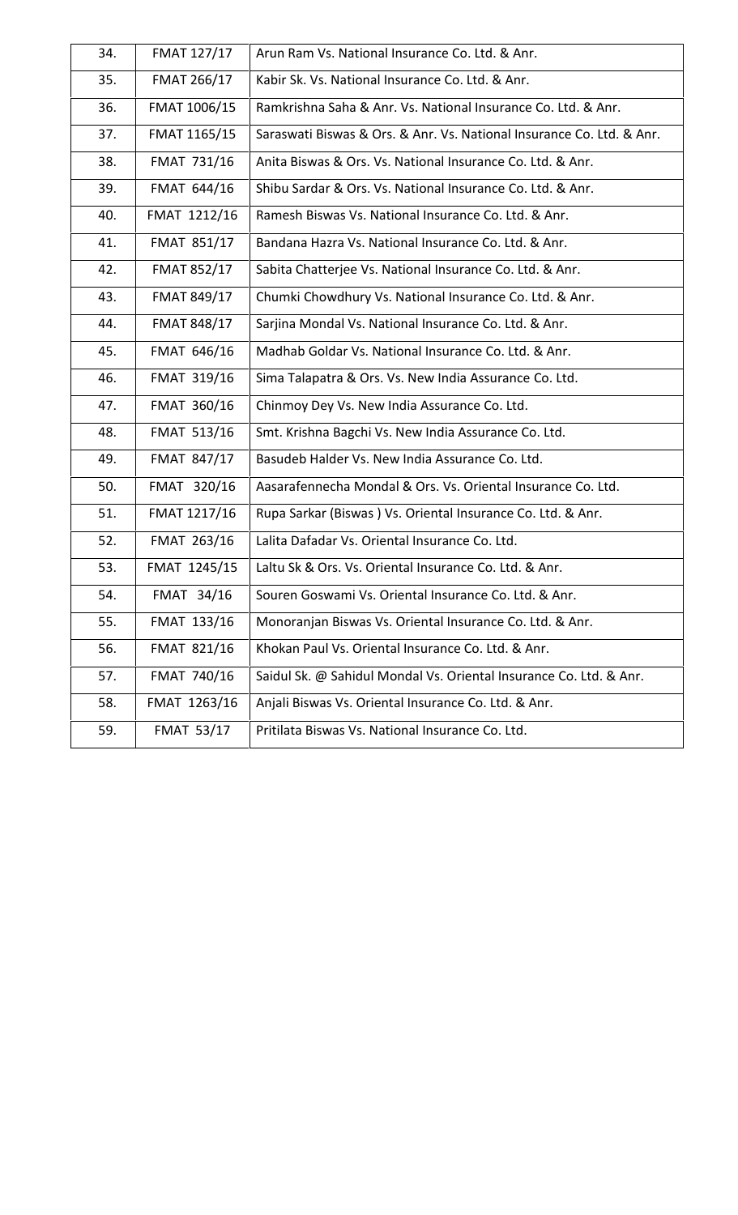| | | |
|---|---|---|
| 34. | FMAT 127/17 | Arun Ram Vs. National Insurance Co. Ltd. & Anr. |
| 35. | FMAT 266/17 | Kabir Sk. Vs. National Insurance Co. Ltd. & Anr. |
| 36. | FMAT 1006/15 | Ramkrishna Saha & Anr. Vs. National Insurance Co. Ltd. & Anr. |
| 37. | FMAT 1165/15 | Saraswati Biswas & Ors. & Anr. Vs. National Insurance Co. Ltd. & Anr. |
| 38. | FMAT 731/16 | Anita Biswas & Ors. Vs. National Insurance Co. Ltd. & Anr. |
| 39. | FMAT 644/16 | Shibu Sardar & Ors. Vs. National Insurance Co. Ltd. & Anr. |
| 40. | FMAT 1212/16 | Ramesh Biswas Vs. National Insurance Co. Ltd. & Anr. |
| 41. | FMAT 851/17 | Bandana Hazra Vs. National Insurance Co. Ltd. & Anr. |
| 42. | FMAT 852/17 | Sabita Chatterjee Vs. National Insurance Co. Ltd. & Anr. |
| 43. | FMAT 849/17 | Chumki Chowdhury Vs. National Insurance Co. Ltd. & Anr. |
| 44. | FMAT 848/17 | Sarjina Mondal Vs. National Insurance Co. Ltd. & Anr. |
| 45. | FMAT 646/16 | Madhab Goldar Vs. National Insurance Co. Ltd. & Anr. |
| 46. | FMAT 319/16 | Sima Talapatra & Ors. Vs. New India Assurance Co. Ltd. |
| 47. | FMAT 360/16 | Chinmoy Dey Vs. New India Assurance Co. Ltd. |
| 48. | FMAT 513/16 | Smt. Krishna Bagchi Vs. New India Assurance Co. Ltd. |
| 49. | FMAT 847/17 | Basudeb Halder Vs. New India Assurance Co. Ltd. |
| 50. | FMAT 320/16 | Aasarafennecha Mondal & Ors. Vs. Oriental Insurance Co. Ltd. |
| 51. | FMAT 1217/16 | Rupa Sarkar (Biswas ) Vs. Oriental Insurance Co. Ltd. & Anr. |
| 52. | FMAT 263/16 | Lalita Dafadar Vs. Oriental Insurance Co. Ltd. |
| 53. | FMAT 1245/15 | Laltu Sk & Ors. Vs. Oriental Insurance Co. Ltd. & Anr. |
| 54. | FMAT 34/16 | Souren Goswami Vs. Oriental Insurance Co. Ltd. & Anr. |
| 55. | FMAT 133/16 | Monoranjan Biswas Vs. Oriental Insurance Co. Ltd. & Anr. |
| 56. | FMAT 821/16 | Khokan Paul Vs. Oriental Insurance Co. Ltd. & Anr. |
| 57. | FMAT 740/16 | Saidul Sk. @ Sahidul Mondal Vs. Oriental Insurance Co. Ltd. & Anr. |
| 58. | FMAT 1263/16 | Anjali Biswas Vs. Oriental Insurance Co. Ltd. & Anr. |
| 59. | FMAT 53/17 | Pritilata Biswas Vs. National Insurance Co. Ltd. |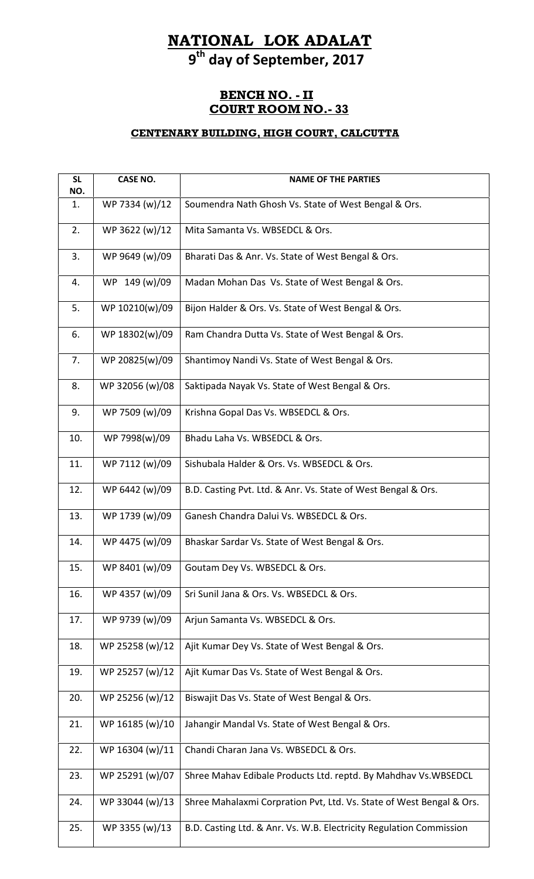# NATIONAL LOK ADALAT

## 9th day of September, 2017

### BENCH NO. - II
### COURT ROOM NO.- 33

#### CENTENARY BUILDING, HIGH COURT, CALCUTTA

| SL NO. | CASE NO. | NAME OF THE PARTIES |
|---|---|---|
| 1. | WP 7334 (w)/12 | Soumendra Nath Ghosh Vs. State of West Bengal & Ors. |
| 2. | WP 3622 (w)/12 | Mita Samanta Vs. WBSEDCL & Ors. |
| 3. | WP 9649 (w)/09 | Bharati Das & Anr. Vs. State of West Bengal & Ors. |
| 4. | WP 149 (w)/09 | Madan Mohan Das Vs. State of West Bengal & Ors. |
| 5. | WP 10210(w)/09 | Bijon Halder & Ors. Vs. State of West Bengal & Ors. |
| 6. | WP 18302(w)/09 | Ram Chandra Dutta Vs. State of West Bengal & Ors. |
| 7. | WP 20825(w)/09 | Shantimoy Nandi Vs. State of West Bengal & Ors. |
| 8. | WP 32056 (w)/08 | Saktipada Nayak Vs. State of West Bengal & Ors. |
| 9. | WP 7509 (w)/09 | Krishna Gopal Das Vs. WBSEDCL & Ors. |
| 10. | WP 7998(w)/09 | Bhadu Laha Vs. WBSEDCL & Ors. |
| 11. | WP 7112 (w)/09 | Sishubala Halder & Ors. Vs. WBSEDCL & Ors. |
| 12. | WP 6442 (w)/09 | B.D. Casting Pvt. Ltd. & Anr. Vs. State of West Bengal & Ors. |
| 13. | WP 1739 (w)/09 | Ganesh Chandra Dalui Vs. WBSEDCL & Ors. |
| 14. | WP 4475 (w)/09 | Bhaskar Sardar Vs. State of West Bengal & Ors. |
| 15. | WP 8401 (w)/09 | Goutam Dey Vs. WBSEDCL & Ors. |
| 16. | WP 4357 (w)/09 | Sri Sunil Jana & Ors. Vs. WBSEDCL & Ors. |
| 17. | WP 9739 (w)/09 | Arjun Samanta Vs. WBSEDCL & Ors. |
| 18. | WP 25258 (w)/12 | Ajit Kumar Dey Vs. State of West Bengal & Ors. |
| 19. | WP 25257 (w)/12 | Ajit Kumar Das Vs. State of West Bengal & Ors. |
| 20. | WP 25256 (w)/12 | Biswajit Das Vs. State of West Bengal & Ors. |
| 21. | WP 16185 (w)/10 | Jahangir Mandal Vs. State of West Bengal & Ors. |
| 22. | WP 16304 (w)/11 | Chandi Charan Jana Vs. WBSEDCL & Ors. |
| 23. | WP 25291 (w)/07 | Shree Mahav Edibale Products Ltd. reptd. By Mahdhav Vs.WBSEDCL |
| 24. | WP 33044 (w)/13 | Shree Mahalaxmi Corpration Pvt, Ltd. Vs. State of West Bengal & Ors. |
| 25. | WP 3355 (w)/13 | B.D. Casting Ltd. & Anr. Vs. W.B. Electricity Regulation Commission |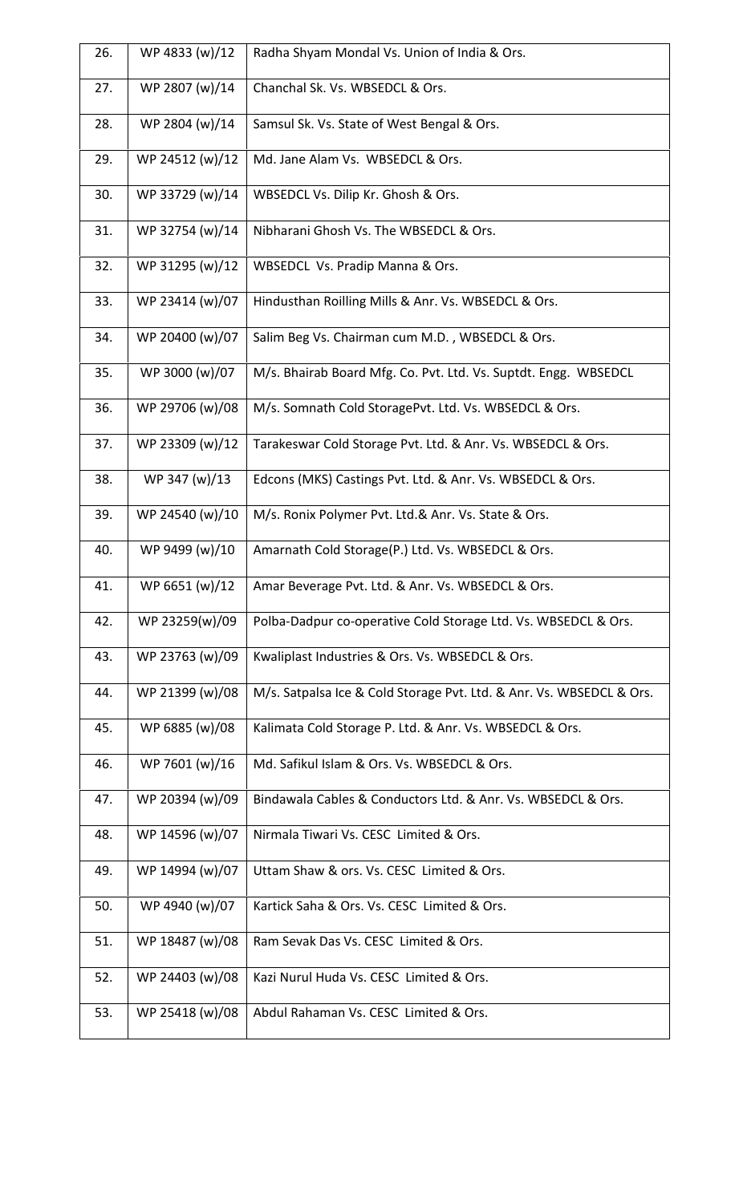| 26. | WP 4833 (w)/12 | Radha Shyam Mondal Vs. Union of India & Ors. |
|---|---|---|
| 27. | WP 2807 (w)/14 | Chanchal Sk. Vs. WBSEDCL & Ors. |
| 28. | WP 2804 (w)/14 | Samsul Sk. Vs. State of West Bengal & Ors. |
| 29. | WP 24512 (w)/12 | Md. Jane Alam Vs. WBSEDCL & Ors. |
| 30. | WP 33729 (w)/14 | WBSEDCL Vs. Dilip Kr. Ghosh & Ors. |
| 31. | WP 32754 (w)/14 | Nibharani Ghosh Vs. The WBSEDCL & Ors. |
| 32. | WP 31295 (w)/12 | WBSEDCL Vs. Pradip Manna & Ors. |
| 33. | WP 23414 (w)/07 | Hindusthan Roilling Mills & Anr. Vs. WBSEDCL & Ors. |
| 34. | WP 20400 (w)/07 | Salim Beg Vs. Chairman cum M.D. , WBSEDCL & Ors. |
| 35. | WP 3000 (w)/07 | M/s. Bhairab Board Mfg. Co. Pvt. Ltd. Vs. Suptdt. Engg. WBSEDCL |
| 36. | WP 29706 (w)/08 | M/s. Somnath Cold StoragePvt. Ltd. Vs. WBSEDCL & Ors. |
| 37. | WP 23309 (w)/12 | Tarakeswar Cold Storage Pvt. Ltd. & Anr. Vs. WBSEDCL & Ors. |
| 38. | WP 347 (w)/13 | Edcons (MKS) Castings Pvt. Ltd. & Anr. Vs. WBSEDCL & Ors. |
| 39. | WP 24540 (w)/10 | M/s. Ronix Polymer Pvt. Ltd.& Anr. Vs. State & Ors. |
| 40. | WP 9499 (w)/10 | Amarnath Cold Storage(P.) Ltd. Vs. WBSEDCL & Ors. |
| 41. | WP 6651 (w)/12 | Amar Beverage Pvt. Ltd. & Anr. Vs. WBSEDCL & Ors. |
| 42. | WP 23259(w)/09 | Polba-Dadpur co-operative Cold Storage Ltd. Vs. WBSEDCL & Ors. |
| 43. | WP 23763 (w)/09 | Kwaliplast Industries & Ors. Vs. WBSEDCL & Ors. |
| 44. | WP 21399 (w)/08 | M/s. Satpalsa Ice & Cold Storage Pvt. Ltd. & Anr. Vs. WBSEDCL & Ors. |
| 45. | WP 6885 (w)/08 | Kalimata Cold Storage P. Ltd. & Anr. Vs. WBSEDCL & Ors. |
| 46. | WP 7601 (w)/16 | Md. Safikul Islam & Ors. Vs. WBSEDCL & Ors. |
| 47. | WP 20394 (w)/09 | Bindawala Cables & Conductors Ltd. & Anr. Vs. WBSEDCL & Ors. |
| 48. | WP 14596 (w)/07 | Nirmala Tiwari Vs. CESC Limited & Ors. |
| 49. | WP 14994 (w)/07 | Uttam Shaw & ors. Vs. CESC Limited & Ors. |
| 50. | WP 4940 (w)/07 | Kartick Saha & Ors. Vs. CESC Limited & Ors. |
| 51. | WP 18487 (w)/08 | Ram Sevak Das Vs. CESC Limited & Ors. |
| 52. | WP 24403 (w)/08 | Kazi Nurul Huda Vs. CESC Limited & Ors. |
| 53. | WP 25418 (w)/08 | Abdul Rahaman Vs. CESC Limited & Ors. |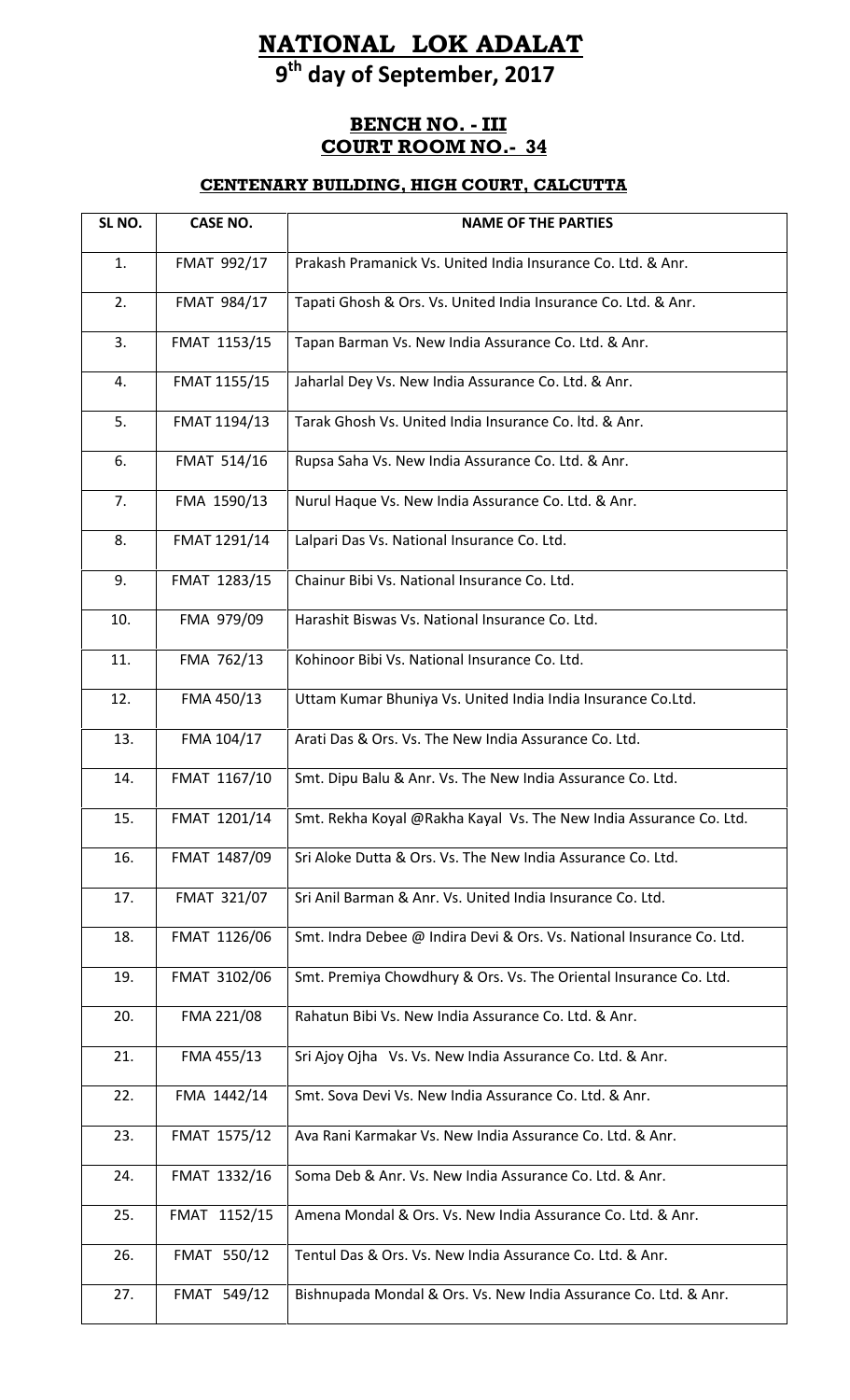# NATIONAL LOK ADALAT

## 9th day of September, 2017

### BENCH NO. - III
### COURT ROOM NO.- 34

#### CENTENARY BUILDING, HIGH COURT, CALCUTTA

| SL NO. | CASE NO. | NAME OF THE PARTIES |
|---|---|---|
| 1. | FMAT 992/17 | Prakash Pramanick Vs. United India Insurance Co. Ltd. & Anr. |
| 2. | FMAT 984/17 | Tapati Ghosh & Ors. Vs. United India Insurance Co. Ltd. & Anr. |
| 3. | FMAT 1153/15 | Tapan Barman Vs. New India Assurance Co. Ltd. & Anr. |
| 4. | FMAT 1155/15 | Jaharlal Dey Vs. New India Assurance Co. Ltd. & Anr. |
| 5. | FMAT 1194/13 | Tarak Ghosh Vs. United India Insurance Co. ltd. & Anr. |
| 6. | FMAT 514/16 | Rupsa Saha Vs. New India Assurance Co. Ltd. & Anr. |
| 7. | FMA 1590/13 | Nurul Haque Vs. New India Assurance Co. Ltd. & Anr. |
| 8. | FMAT 1291/14 | Lalpari Das Vs. National Insurance Co. Ltd. |
| 9. | FMAT 1283/15 | Chainur Bibi Vs. National Insurance Co. Ltd. |
| 10. | FMA 979/09 | Harashit Biswas Vs. National Insurance Co. Ltd. |
| 11. | FMA 762/13 | Kohinoor Bibi Vs. National Insurance Co. Ltd. |
| 12. | FMA 450/13 | Uttam Kumar Bhuniya Vs. United India India Insurance Co.Ltd. |
| 13. | FMA 104/17 | Arati Das & Ors. Vs. The New India Assurance Co. Ltd. |
| 14. | FMAT 1167/10 | Smt. Dipu Balu & Anr. Vs. The New India Assurance Co. Ltd. |
| 15. | FMAT 1201/14 | Smt. Rekha Koyal @Rakha Kayal Vs. The New India Assurance Co. Ltd. |
| 16. | FMAT 1487/09 | Sri Aloke Dutta & Ors. Vs. The New India Assurance Co. Ltd. |
| 17. | FMAT 321/07 | Sri Anil Barman & Anr. Vs. United India Insurance Co. Ltd. |
| 18. | FMAT 1126/06 | Smt. Indra Debee @ Indira Devi & Ors. Vs. National Insurance Co. Ltd. |
| 19. | FMAT 3102/06 | Smt. Premiya Chowdhury & Ors. Vs. The Oriental Insurance Co. Ltd. |
| 20. | FMA 221/08 | Rahatun Bibi Vs. New India Assurance Co. Ltd. & Anr. |
| 21. | FMA 455/13 | Sri Ajoy Ojha Vs. Vs. New India Assurance Co. Ltd. & Anr. |
| 22. | FMA 1442/14 | Smt. Sova Devi Vs. New India Assurance Co. Ltd. & Anr. |
| 23. | FMAT 1575/12 | Ava Rani Karmakar Vs. New India Assurance Co. Ltd. & Anr. |
| 24. | FMAT 1332/16 | Soma Deb & Anr. Vs. New India Assurance Co. Ltd. & Anr. |
| 25. | FMAT 1152/15 | Amena Mondal & Ors. Vs. New India Assurance Co. Ltd. & Anr. |
| 26. | FMAT 550/12 | Tentul Das & Ors. Vs. New India Assurance Co. Ltd. & Anr. |
| 27. | FMAT 549/12 | Bishnupada Mondal & Ors. Vs. New India Assurance Co. Ltd. & Anr. |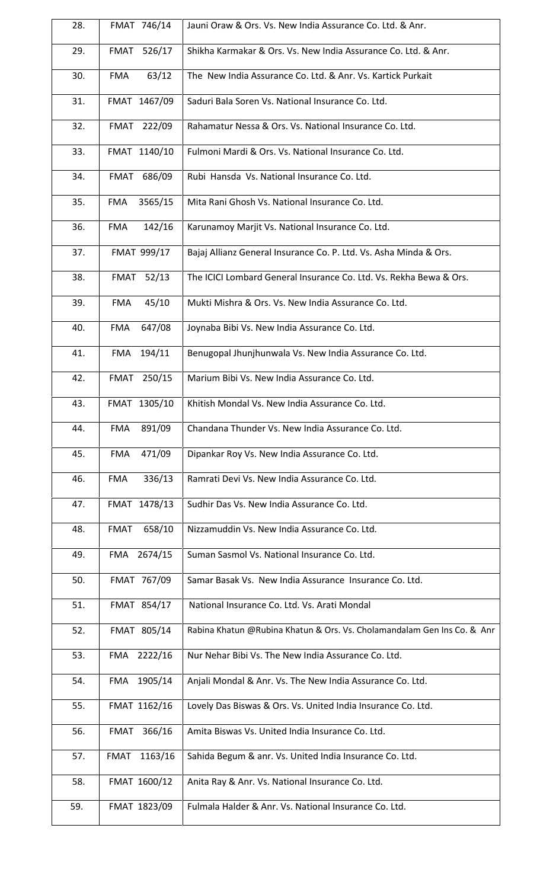| 28. | FMAT 746/14 | Jauni Oraw & Ors. Vs. New India Assurance Co. Ltd. & Anr. |
|---|---|---|
| 29. | FMAT 526/17 | Shikha Karmakar & Ors. Vs. New India Assurance Co. Ltd. & Anr. |
| 30. | FMA 63/12 | The New India Assurance Co. Ltd. & Anr. Vs. Kartick Purkait |
| 31. | FMAT 1467/09 | Saduri Bala Soren Vs. National Insurance Co. Ltd. |
| 32. | FMAT 222/09 | Rahamatur Nessa & Ors. Vs. National Insurance Co. Ltd. |
| 33. | FMAT 1140/10 | Fulmoni Mardi & Ors. Vs. National Insurance Co. Ltd. |
| 34. | FMAT 686/09 | Rubi Hansda Vs. National Insurance Co. Ltd. |
| 35. | FMA 3565/15 | Mita Rani Ghosh Vs. National Insurance Co. Ltd. |
| 36. | FMA 142/16 | Karunamoy Marjit Vs. National Insurance Co. Ltd. |
| 37. | FMAT 999/17 | Bajaj Allianz General Insurance Co. P. Ltd. Vs. Asha Minda & Ors. |
| 38. | FMAT 52/13 | The ICICI Lombard General Insurance Co. Ltd. Vs. Rekha Bewa & Ors. |
| 39. | FMA 45/10 | Mukti Mishra & Ors. Vs. New India Assurance Co. Ltd. |
| 40. | FMA 647/08 | Joynaba Bibi Vs. New India Assurance Co. Ltd. |
| 41. | FMA 194/11 | Benugopal Jhunjhunwala Vs. New India Assurance Co. Ltd. |
| 42. | FMAT 250/15 | Marium Bibi Vs. New India Assurance Co. Ltd. |
| 43. | FMAT 1305/10 | Khitish Mondal Vs. New India Assurance Co. Ltd. |
| 44. | FMA 891/09 | Chandana Thunder Vs. New India Assurance Co. Ltd. |
| 45. | FMA 471/09 | Dipankar Roy Vs. New India Assurance Co. Ltd. |
| 46. | FMA 336/13 | Ramrati Devi Vs. New India Assurance Co. Ltd. |
| 47. | FMAT 1478/13 | Sudhir Das Vs. New India Assurance Co. Ltd. |
| 48. | FMAT 658/10 | Nizzamuddin Vs. New India Assurance Co. Ltd. |
| 49. | FMA 2674/15 | Suman Sasmol Vs. National Insurance Co. Ltd. |
| 50. | FMAT 767/09 | Samar Basak Vs. New India Assurance Insurance Co. Ltd. |
| 51. | FMAT 854/17 | National Insurance Co. Ltd. Vs. Arati Mondal |
| 52. | FMAT 805/14 | Rabina Khatun @Rubina Khatun & Ors. Vs. Cholamandalam Gen Ins Co. & Anr |
| 53. | FMA 2222/16 | Nur Nehar Bibi Vs. The New India Assurance Co. Ltd. |
| 54. | FMA 1905/14 | Anjali Mondal & Anr. Vs. The New India Assurance Co. Ltd. |
| 55. | FMAT 1162/16 | Lovely Das Biswas & Ors. Vs. United India Insurance Co. Ltd. |
| 56. | FMAT 366/16 | Amita Biswas Vs. United India Insurance Co. Ltd. |
| 57. | FMAT 1163/16 | Sahida Begum & anr. Vs. United India Insurance Co. Ltd. |
| 58. | FMAT 1600/12 | Anita Ray & Anr. Vs. National Insurance Co. Ltd. |
| 59. | FMAT 1823/09 | Fulmala Halder & Anr. Vs. National Insurance Co. Ltd. |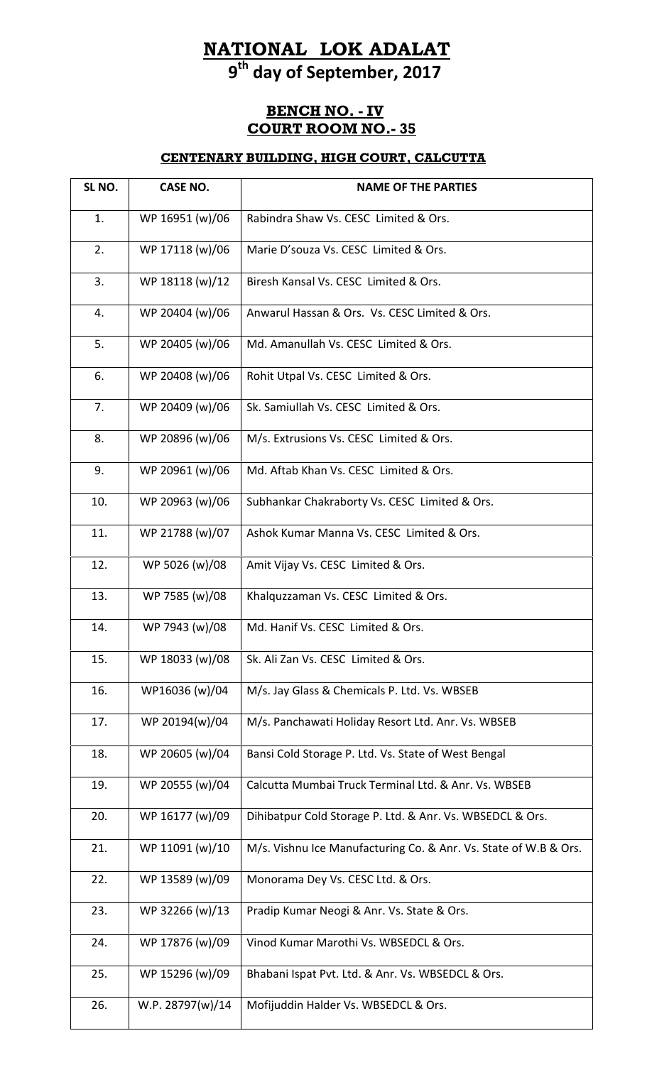# NATIONAL LOK ADALAT

## 9th day of September, 2017

### BENCH NO. - IV
### COURT ROOM NO.- 35

#### CENTENARY BUILDING, HIGH COURT, CALCUTTA

| SL NO. | CASE NO. | NAME OF THE PARTIES |
|---|---|---|
| 1. | WP 16951 (w)/06 | Rabindra Shaw Vs. CESC Limited & Ors. |
| 2. | WP 17118 (w)/06 | Marie D'souza Vs. CESC Limited & Ors. |
| 3. | WP 18118 (w)/12 | Biresh Kansal Vs. CESC Limited & Ors. |
| 4. | WP 20404 (w)/06 | Anwarul Hassan & Ors. Vs. CESC Limited & Ors. |
| 5. | WP 20405 (w)/06 | Md. Amanullah Vs. CESC Limited & Ors. |
| 6. | WP 20408 (w)/06 | Rohit Utpal Vs. CESC Limited & Ors. |
| 7. | WP 20409 (w)/06 | Sk. Samiullah Vs. CESC Limited & Ors. |
| 8. | WP 20896 (w)/06 | M/s. Extrusions Vs. CESC Limited & Ors. |
| 9. | WP 20961 (w)/06 | Md. Aftab Khan Vs. CESC Limited & Ors. |
| 10. | WP 20963 (w)/06 | Subhankar Chakraborty Vs. CESC Limited & Ors. |
| 11. | WP 21788 (w)/07 | Ashok Kumar Manna Vs. CESC Limited & Ors. |
| 12. | WP 5026 (w)/08 | Amit Vijay Vs. CESC Limited & Ors. |
| 13. | WP 7585 (w)/08 | Khalquzzaman Vs. CESC Limited & Ors. |
| 14. | WP 7943 (w)/08 | Md. Hanif Vs. CESC Limited & Ors. |
| 15. | WP 18033 (w)/08 | Sk. Ali Zan Vs. CESC Limited & Ors. |
| 16. | WP16036 (w)/04 | M/s. Jay Glass & Chemicals P. Ltd. Vs. WBSEB |
| 17. | WP 20194(w)/04 | M/s. Panchawati Holiday Resort Ltd. Anr. Vs. WBSEB |
| 18. | WP 20605 (w)/04 | Bansi Cold Storage P. Ltd. Vs. State of West Bengal |
| 19. | WP 20555 (w)/04 | Calcutta Mumbai Truck Terminal Ltd. & Anr. Vs. WBSEB |
| 20. | WP 16177 (w)/09 | Dihibatpur Cold Storage P. Ltd. & Anr. Vs. WBSEDCL & Ors. |
| 21. | WP 11091 (w)/10 | M/s. Vishnu Ice Manufacturing Co. & Anr. Vs. State of W.B & Ors. |
| 22. | WP 13589 (w)/09 | Monorama Dey Vs. CESC Ltd. & Ors. |
| 23. | WP 32266 (w)/13 | Pradip Kumar Neogi & Anr. Vs. State & Ors. |
| 24. | WP 17876 (w)/09 | Vinod Kumar Marothi Vs. WBSEDCL & Ors. |
| 25. | WP 15296 (w)/09 | Bhabani Ispat Pvt. Ltd. & Anr. Vs. WBSEDCL & Ors. |
| 26. | W.P. 28797(w)/14 | Mofijuddin Halder Vs. WBSEDCL & Ors. |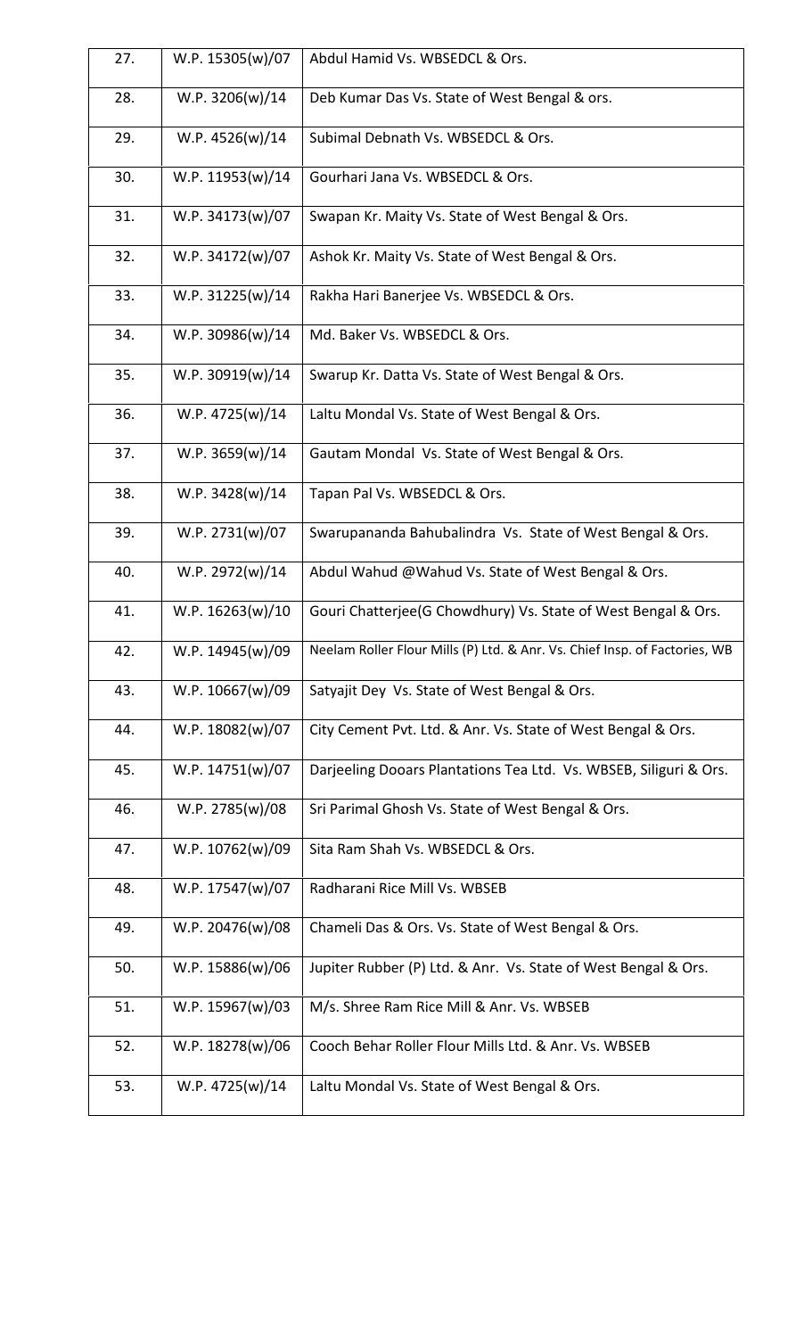| | | |
|---|---|---|
| 27. | W.P. 15305(w)/07 | Abdul Hamid Vs. WBSEDCL & Ors. |
| 28. | W.P. 3206(w)/14 | Deb Kumar Das Vs. State of West Bengal & ors. |
| 29. | W.P. 4526(w)/14 | Subimal Debnath Vs. WBSEDCL & Ors. |
| 30. | W.P. 11953(w)/14 | Gourhari Jana Vs. WBSEDCL & Ors. |
| 31. | W.P. 34173(w)/07 | Swapan Kr. Maity Vs. State of West Bengal & Ors. |
| 32. | W.P. 34172(w)/07 | Ashok Kr. Maity Vs. State of West Bengal & Ors. |
| 33. | W.P. 31225(w)/14 | Rakha Hari Banerjee Vs. WBSEDCL & Ors. |
| 34. | W.P. 30986(w)/14 | Md. Baker Vs. WBSEDCL & Ors. |
| 35. | W.P. 30919(w)/14 | Swarup Kr. Datta Vs. State of West Bengal & Ors. |
| 36. | W.P. 4725(w)/14 | Laltu Mondal Vs. State of West Bengal & Ors. |
| 37. | W.P. 3659(w)/14 | Gautam Mondal Vs. State of West Bengal & Ors. |
| 38. | W.P. 3428(w)/14 | Tapan Pal Vs. WBSEDCL & Ors. |
| 39. | W.P. 2731(w)/07 | Swarupananda Bahubalindra Vs. State of West Bengal & Ors. |
| 40. | W.P. 2972(w)/14 | Abdul Wahud @Wahud Vs. State of West Bengal & Ors. |
| 41. | W.P. 16263(w)/10 | Gouri Chatterjee(G Chowdhury) Vs. State of West Bengal & Ors. |
| 42. | W.P. 14945(w)/09 | Neelam Roller Flour Mills (P) Ltd. & Anr. Vs. Chief Insp. of Factories, WB |
| 43. | W.P. 10667(w)/09 | Satyajit Dey Vs. State of West Bengal & Ors. |
| 44. | W.P. 18082(w)/07 | City Cement Pvt. Ltd. & Anr. Vs. State of West Bengal & Ors. |
| 45. | W.P. 14751(w)/07 | Darjeeling Dooars Plantations Tea Ltd. Vs. WBSEB, Siliguri & Ors. |
| 46. | W.P. 2785(w)/08 | Sri Parimal Ghosh Vs. State of West Bengal & Ors. |
| 47. | W.P. 10762(w)/09 | Sita Ram Shah Vs. WBSEDCL & Ors. |
| 48. | W.P. 17547(w)/07 | Radharani Rice Mill Vs. WBSEB |
| 49. | W.P. 20476(w)/08 | Chameli Das & Ors. Vs. State of West Bengal & Ors. |
| 50. | W.P. 15886(w)/06 | Jupiter Rubber (P) Ltd. & Anr. Vs. State of West Bengal & Ors. |
| 51. | W.P. 15967(w)/03 | M/s. Shree Ram Rice Mill & Anr. Vs. WBSEB |
| 52. | W.P. 18278(w)/06 | Cooch Behar Roller Flour Mills Ltd. & Anr. Vs. WBSEB |
| 53. | W.P. 4725(w)/14 | Laltu Mondal Vs. State of West Bengal & Ors. |